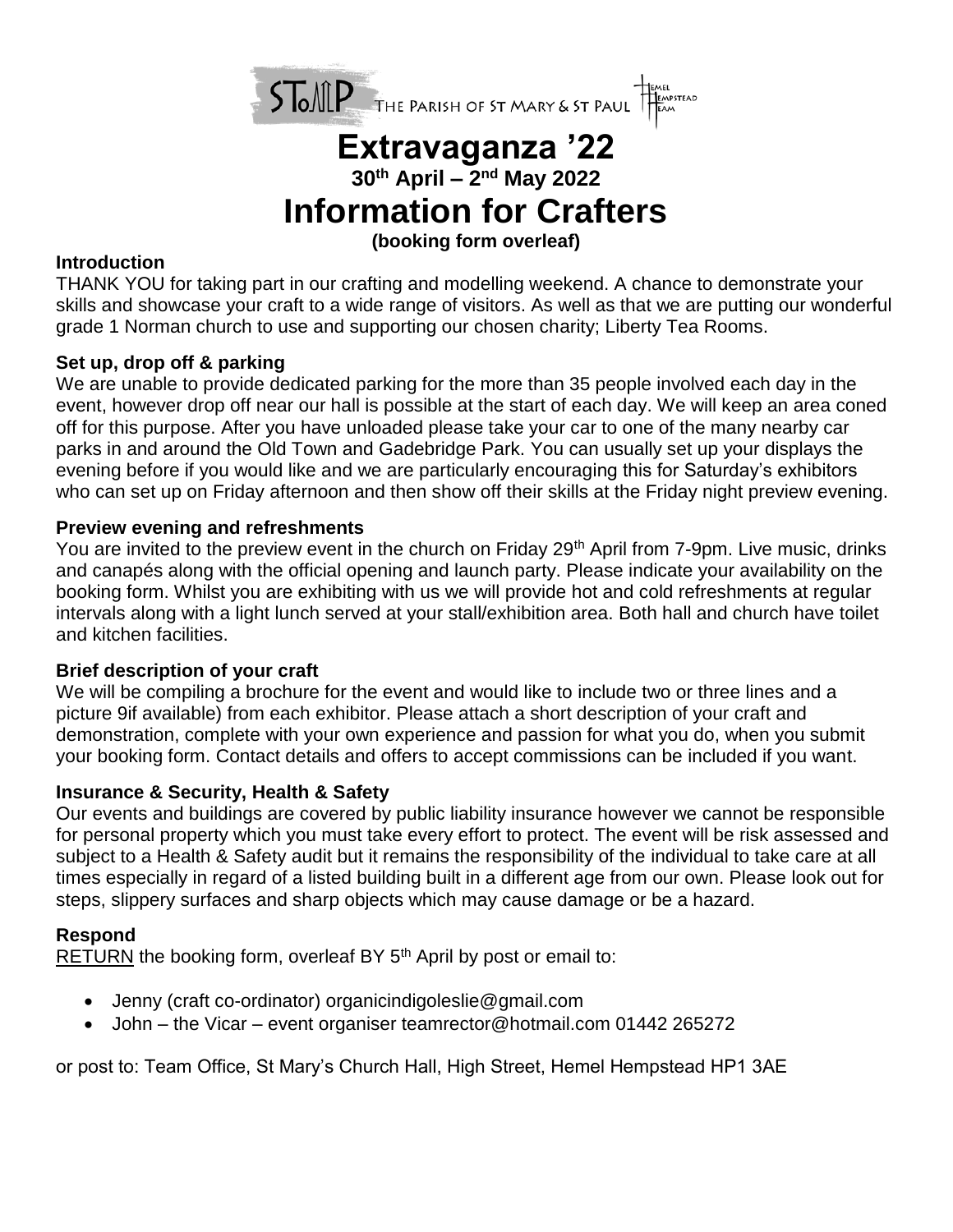STоMP THE PARISH OF ST MARY & ST PAUL — HEMEL HEMPSTEAD TEAM

# Extravaganza '22

### 30th April – 2nd May 2022

# Information for Crafters

**(booking form overleaf)**

**Introduction**

THANK YOU for taking part in our crafting and modelling weekend. A chance to demonstrate your skills and showcase your craft to a wide range of visitors. As well as that we are putting our wonderful grade 1 Norman church to use and supporting our chosen charity; Liberty Tea Rooms.

**Set up, drop off & parking**

We are unable to provide dedicated parking for the more than 35 people involved each day in the event, however drop off near our hall is possible at the start of each day. We will keep an area coned off for this purpose. After you have unloaded please take your car to one of the many nearby car parks in and around the Old Town and Gadebridge Park. You can usually set up your displays the evening before if you would like and we are particularly encouraging this for Saturday's exhibitors who can set up on Friday afternoon and then show off their skills at the Friday night preview evening.

**Preview evening and refreshments**

You are invited to the preview event in the church on Friday 29th April from 7-9pm. Live music, drinks and canapés along with the official opening and launch party. Please indicate your availability on the booking form. Whilst you are exhibiting with us we will provide hot and cold refreshments at regular intervals along with a light lunch served at your stall/exhibition area. Both hall and church have toilet and kitchen facilities.

**Brief description of your craft**

We will be compiling a brochure for the event and would like to include two or three lines and a picture 9if available) from each exhibitor. Please attach a short description of your craft and demonstration, complete with your own experience and passion for what you do, when you submit your booking form. Contact details and offers to accept commissions can be included if you want.

**Insurance & Security, Health & Safety**

Our events and buildings are covered by public liability insurance however we cannot be responsible for personal property which you must take every effort to protect. The event will be risk assessed and subject to a Health & Safety audit but it remains the responsibility of the individual to take care at all times especially in regard of a listed building built in a different age from our own. Please look out for steps, slippery surfaces and sharp objects which may cause damage or be a hazard.

**Respond**

RETURN the booking form, overleaf BY 5th April by post or email to:

- Jenny (craft co-ordinator) organicindigoleslie@gmail.com
- John – the Vicar – event organiser teamrector@hotmail.com 01442 265272

or post to: Team Office, St Mary's Church Hall, High Street, Hemel Hempstead HP1 3AE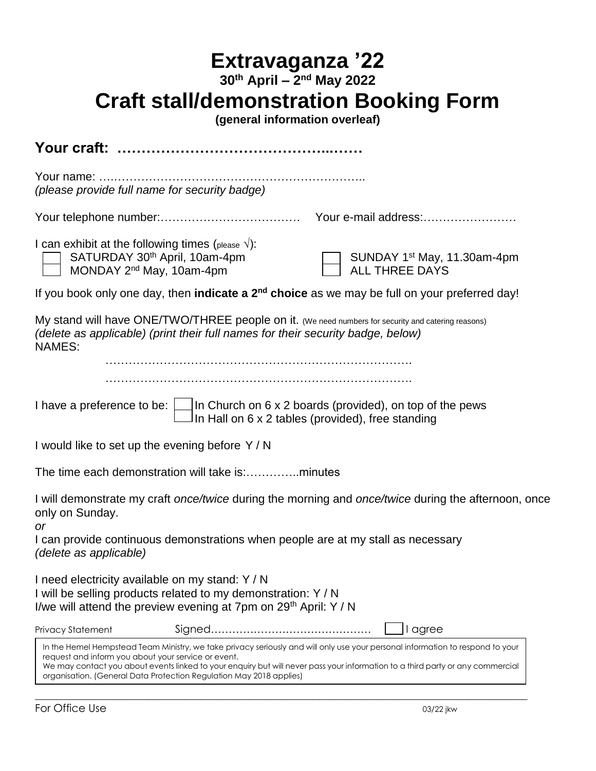# Extravaganza '22

**30th April – 2nd May 2022**

# Craft stall/demonstration Booking Form

**(general information overleaf)**

## Your craft: …………………………………..……

Your name: ….…………………………………………………….. 
*(please provide full name for security badge)*

Your telephone number:……………………………… Your e-mail address:……………………

I can exhibit at the following times (please √):

- ☐ SATURDAY 30th April, 10am-4pm
- ☐ SUNDAY 1st May, 11.30am-4pm
- ☐ MONDAY 2nd May, 10am-4pm
- ☐ ALL THREE DAYS

If you book only one day, then **indicate a 2nd choice** as we may be full on your preferred day!

My stand will have ONE/TWO/THREE people on it. (We need numbers for security and catering reasons) 
*(delete as applicable) (print their full names for their security badge, below)* 
NAMES:

…………………………………………………………………….

…………………………………………………………………….

I have a preference to be:

- ☐ In Church on 6 x 2 boards (provided), on top of the pews
- ☐ In Hall on 6 x 2 tables (provided), free standing

I would like to set up the evening before Y / N

The time each demonstration will take is:…………..minutes

I will demonstrate my craft *once/twice* during the morning and *once/twice* during the afternoon, once only on Sunday. 
*or* 
I can provide continuous demonstrations when people are at my stall as necessary 
*(delete as applicable)*

I need electricity available on my stand: Y / N 
I will be selling products related to my demonstration: Y / N 
I/we will attend the preview evening at 7pm on 29th April: Y / N

Privacy Statement Signed……………………………………… ☐ I agree

In the Hemel Hempstead Team Ministry, we take privacy seriously and will only use your personal information to respond to your request and inform you about your service or event. 
We may contact you about events linked to your enquiry but will never pass your information to a third party or any commercial organisation. (General Data Protection Regulation May 2018 applies)

For Office Use

03/22 jkw